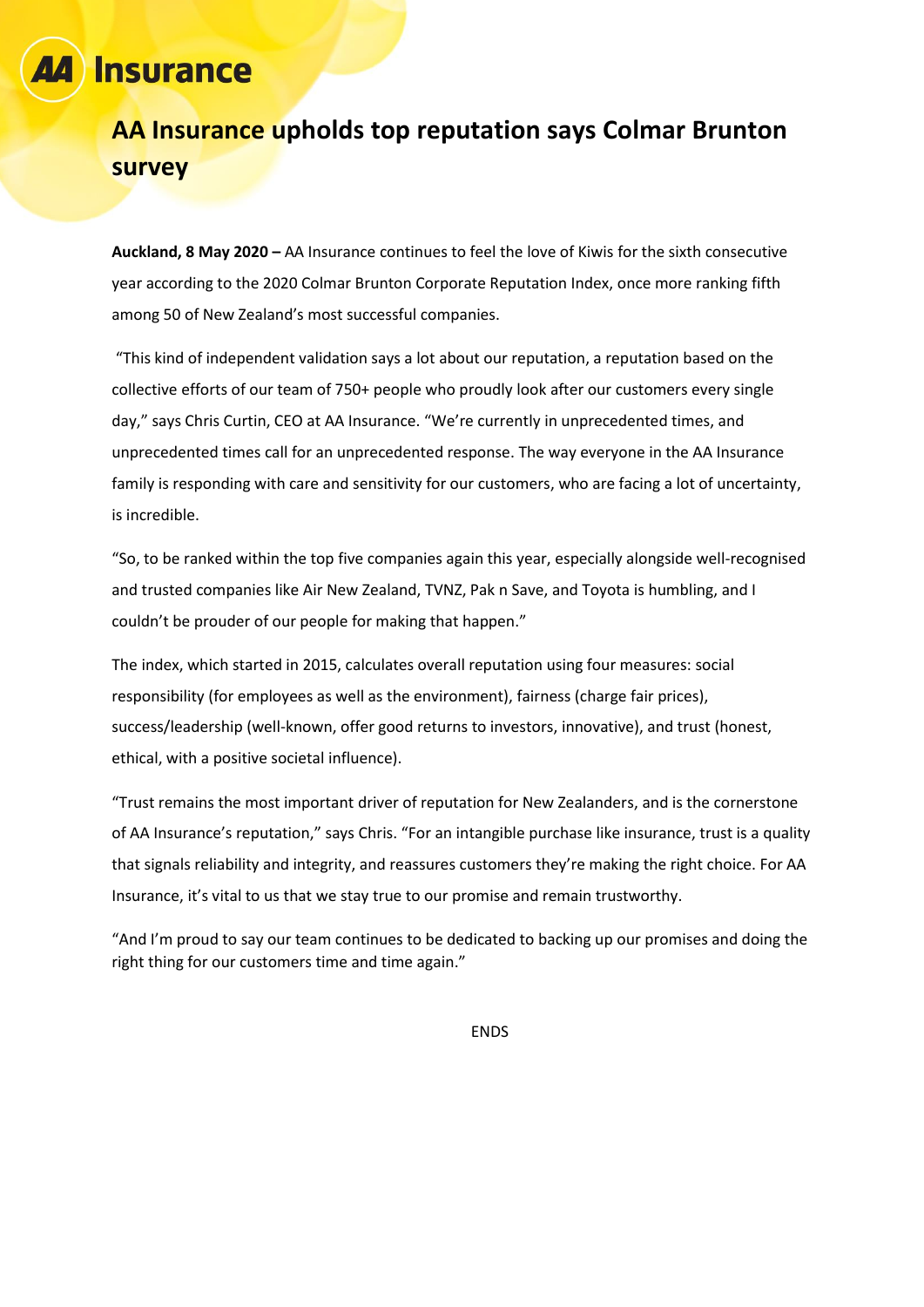AA Insurance

# AA Insurance upholds top reputation says Colmar Brunton survey

**Auckland, 8 May 2020 –** AA Insurance continues to feel the love of Kiwis for the sixth consecutive year according to the 2020 Colmar Brunton Corporate Reputation Index, once more ranking fifth among 50 of New Zealand's most successful companies.

"This kind of independent validation says a lot about our reputation, a reputation based on the collective efforts of our team of 750+ people who proudly look after our customers every single day," says Chris Curtin, CEO at AA Insurance. "We're currently in unprecedented times, and unprecedented times call for an unprecedented response. The way everyone in the AA Insurance family is responding with care and sensitivity for our customers, who are facing a lot of uncertainty, is incredible.

"So, to be ranked within the top five companies again this year, especially alongside well-recognised and trusted companies like Air New Zealand, TVNZ, Pak n Save, and Toyota is humbling, and I couldn't be prouder of our people for making that happen."

The index, which started in 2015, calculates overall reputation using four measures: social responsibility (for employees as well as the environment), fairness (charge fair prices), success/leadership (well-known, offer good returns to investors, innovative), and trust (honest, ethical, with a positive societal influence).

"Trust remains the most important driver of reputation for New Zealanders, and is the cornerstone of AA Insurance's reputation," says Chris. "For an intangible purchase like insurance, trust is a quality that signals reliability and integrity, and reassures customers they're making the right choice. For AA Insurance, it's vital to us that we stay true to our promise and remain trustworthy.

"And I'm proud to say our team continues to be dedicated to backing up our promises and doing the right thing for our customers time and time again."

ENDS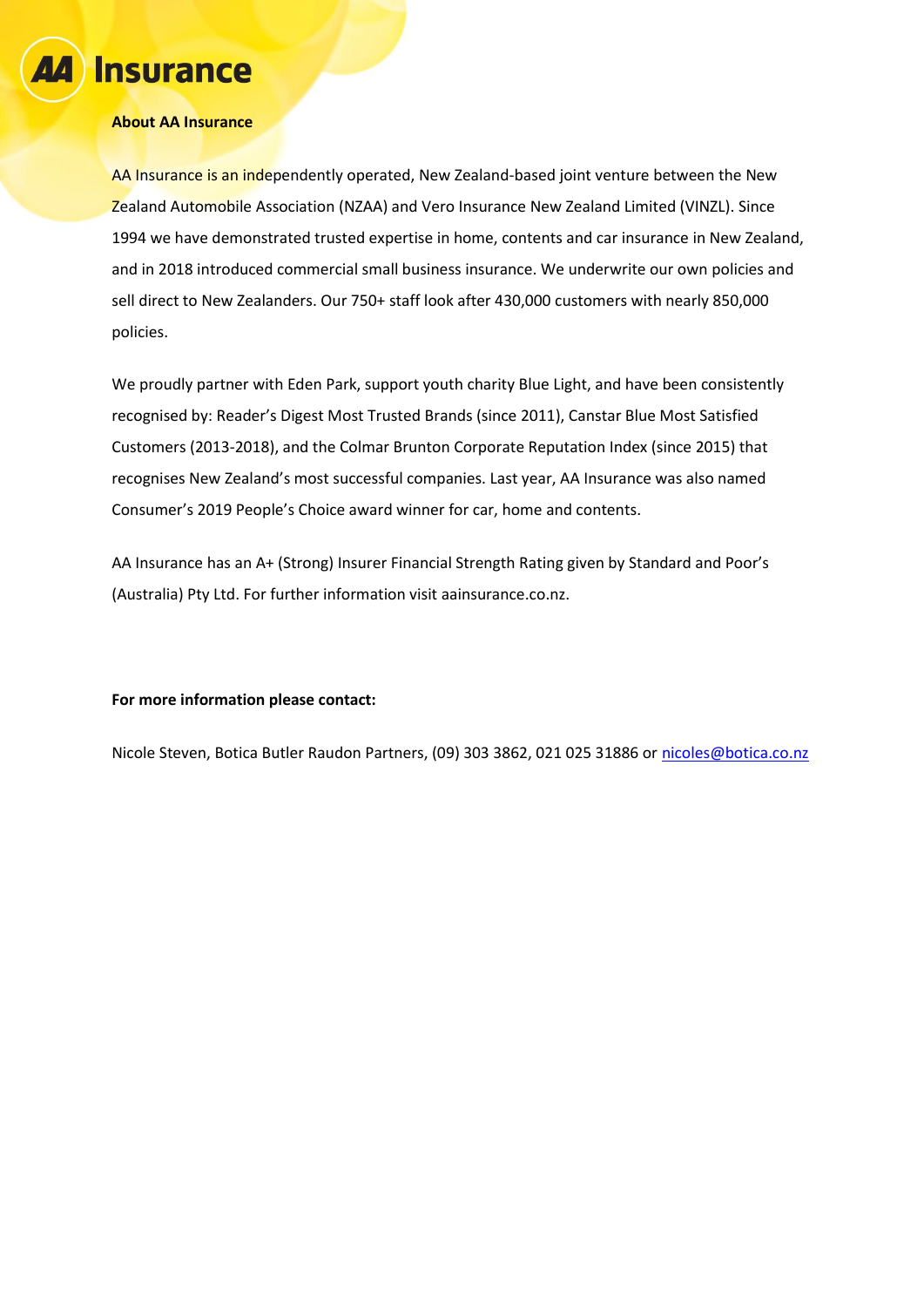**About AA Insurance**

AA Insurance is an independently operated, New Zealand-based joint venture between the New Zealand Automobile Association (NZAA) and Vero Insurance New Zealand Limited (VINZL). Since 1994 we have demonstrated trusted expertise in home, contents and car insurance in New Zealand, and in 2018 introduced commercial small business insurance. We underwrite our own policies and sell direct to New Zealanders. Our 750+ staff look after 430,000 customers with nearly 850,000 policies.

We proudly partner with Eden Park, support youth charity Blue Light, and have been consistently recognised by: Reader's Digest Most Trusted Brands (since 2011), Canstar Blue Most Satisfied Customers (2013-2018), and the Colmar Brunton Corporate Reputation Index (since 2015) that recognises New Zealand's most successful companies. Last year, AA Insurance was also named Consumer's 2019 People's Choice award winner for car, home and contents.

AA Insurance has an A+ (Strong) Insurer Financial Strength Rating given by Standard and Poor's (Australia) Pty Ltd. For further information visit aainsurance.co.nz.

**For more information please contact:**

Nicole Steven, Botica Butler Raudon Partners, (09) 303 3862, 021 025 31886 or nicoles@botica.co.nz